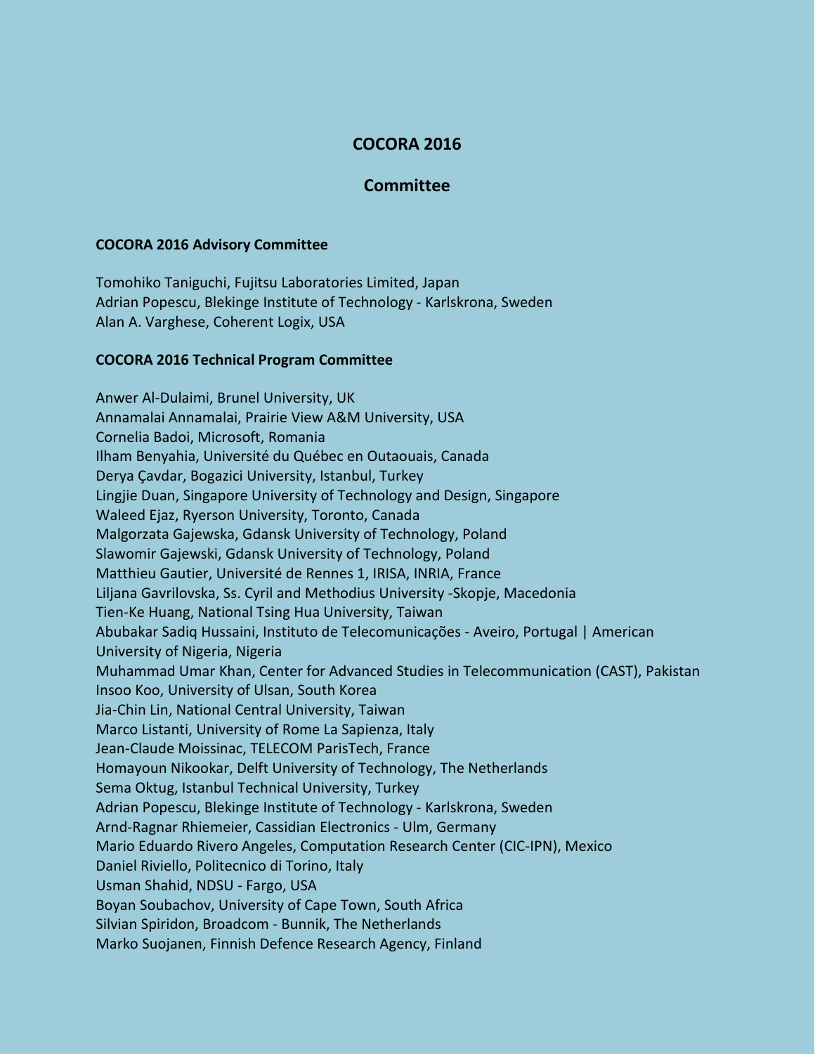# COCORA 2016

## Committee

### COCORA 2016 Advisory Committee

Tomohiko Taniguchi, Fujitsu Laboratories Limited, Japan
Adrian Popescu, Blekinge Institute of Technology - Karlskrona, Sweden
Alan A. Varghese, Coherent Logix, USA

### COCORA 2016 Technical Program Committee

Anwer Al-Dulaimi, Brunel University, UK
Annamalai Annamalai, Prairie View A&M University, USA
Cornelia Badoi, Microsoft, Romania
Ilham Benyahia, Université du Québec en Outaouais, Canada
Derya Çavdar, Bogazici University, Istanbul, Turkey
Lingjie Duan, Singapore University of Technology and Design, Singapore
Waleed Ejaz, Ryerson University, Toronto, Canada
Malgorzata Gajewska, Gdansk University of Technology, Poland
Slawomir Gajewski, Gdansk University of Technology, Poland
Matthieu Gautier, Université de Rennes 1, IRISA, INRIA, France
Liljana Gavrilovska, Ss. Cyril and Methodius University -Skopje, Macedonia
Tien-Ke Huang, National Tsing Hua University, Taiwan
Abubakar Sadiq Hussaini, Instituto de Telecomunicações - Aveiro, Portugal | American University of Nigeria, Nigeria
Muhammad Umar Khan, Center for Advanced Studies in Telecommunication (CAST), Pakistan
Insoo Koo, University of Ulsan, South Korea
Jia-Chin Lin, National Central University, Taiwan
Marco Listanti, University of Rome La Sapienza, Italy
Jean-Claude Moissinac, TELECOM ParisTech, France
Homayoun Nikookar, Delft University of Technology, The Netherlands
Sema Oktug, Istanbul Technical University, Turkey
Adrian Popescu, Blekinge Institute of Technology - Karlskrona, Sweden
Arnd-Ragnar Rhiemeier, Cassidian Electronics - Ulm, Germany
Mario Eduardo Rivero Angeles, Computation Research Center (CIC-IPN), Mexico
Daniel Riviello, Politecnico di Torino, Italy
Usman Shahid, NDSU - Fargo, USA
Boyan Soubachov, University of Cape Town, South Africa
Silvian Spiridon, Broadcom - Bunnik, The Netherlands
Marko Suojanen, Finnish Defence Research Agency, Finland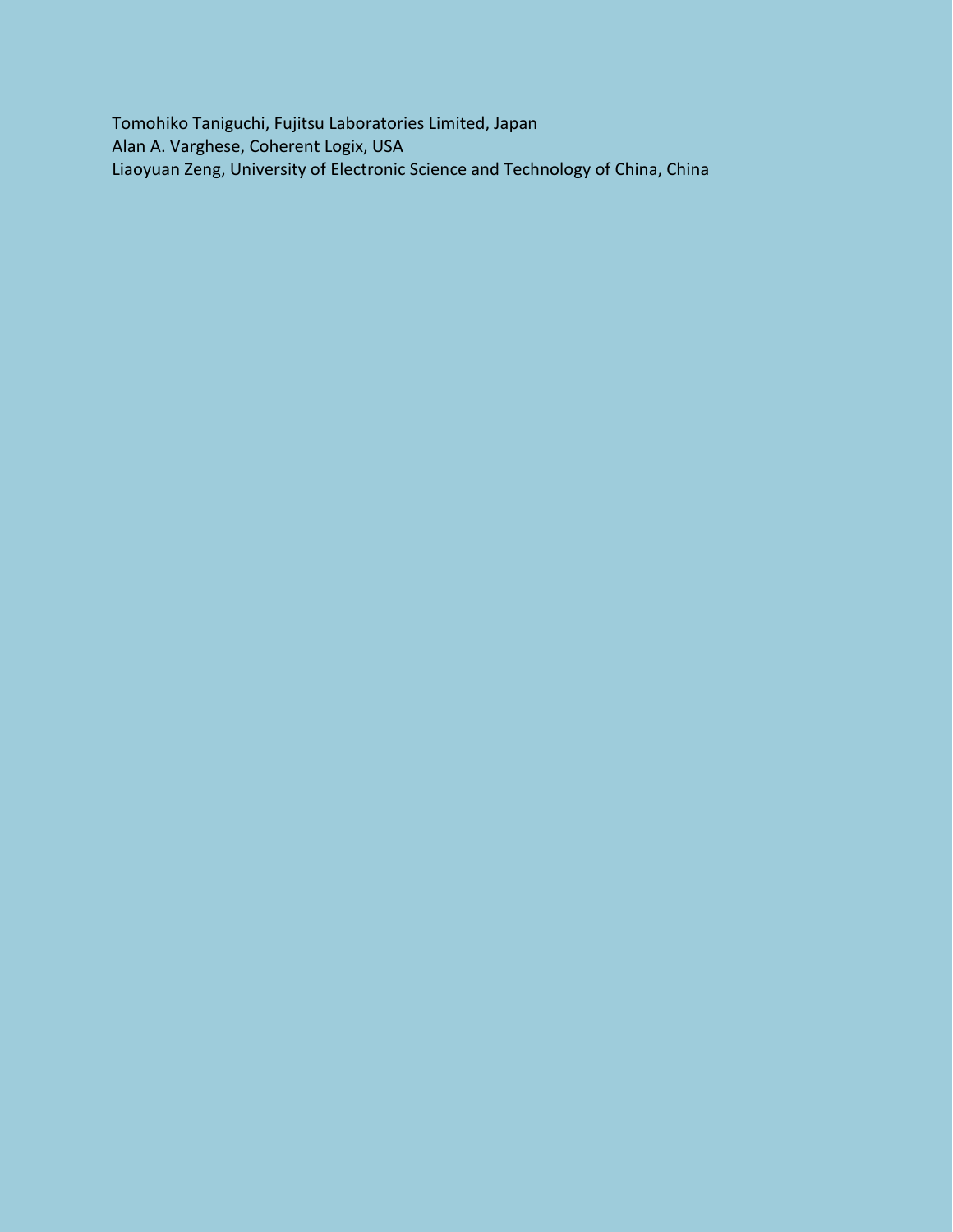Tomohiko Taniguchi, Fujitsu Laboratories Limited, Japan
Alan A. Varghese, Coherent Logix, USA
Liaoyuan Zeng, University of Electronic Science and Technology of China, China